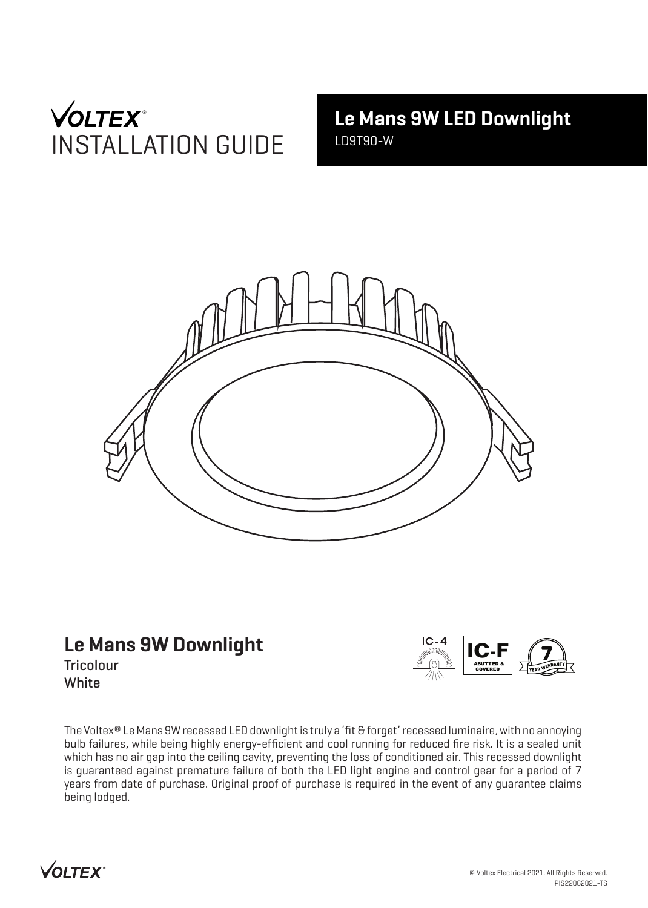VOLTEX®
INSTALLATION GUIDE

# Le Mans 9W LED Downlight

LD9T90-W

## Le Mans 9W Downlight

Tricolour
White

IC-4

IC-F ABUTTED & COVERED

7 YEAR WARRANTY

The Voltex® Le Mans 9W recessed LED downlight is truly a 'fit & forget' recessed luminaire, with no annoying bulb failures, while being highly energy-efficient and cool running for reduced fire risk. It is a sealed unit which has no air gap into the ceiling cavity, preventing the loss of conditioned air. This recessed downlight is guaranteed against premature failure of both the LED light engine and control gear for a period of 7 years from date of purchase. Original proof of purchase is required in the event of any guarantee claims being lodged.

© Voltex Electrical 2021. All Rights Reserved.
PIS22062021-TS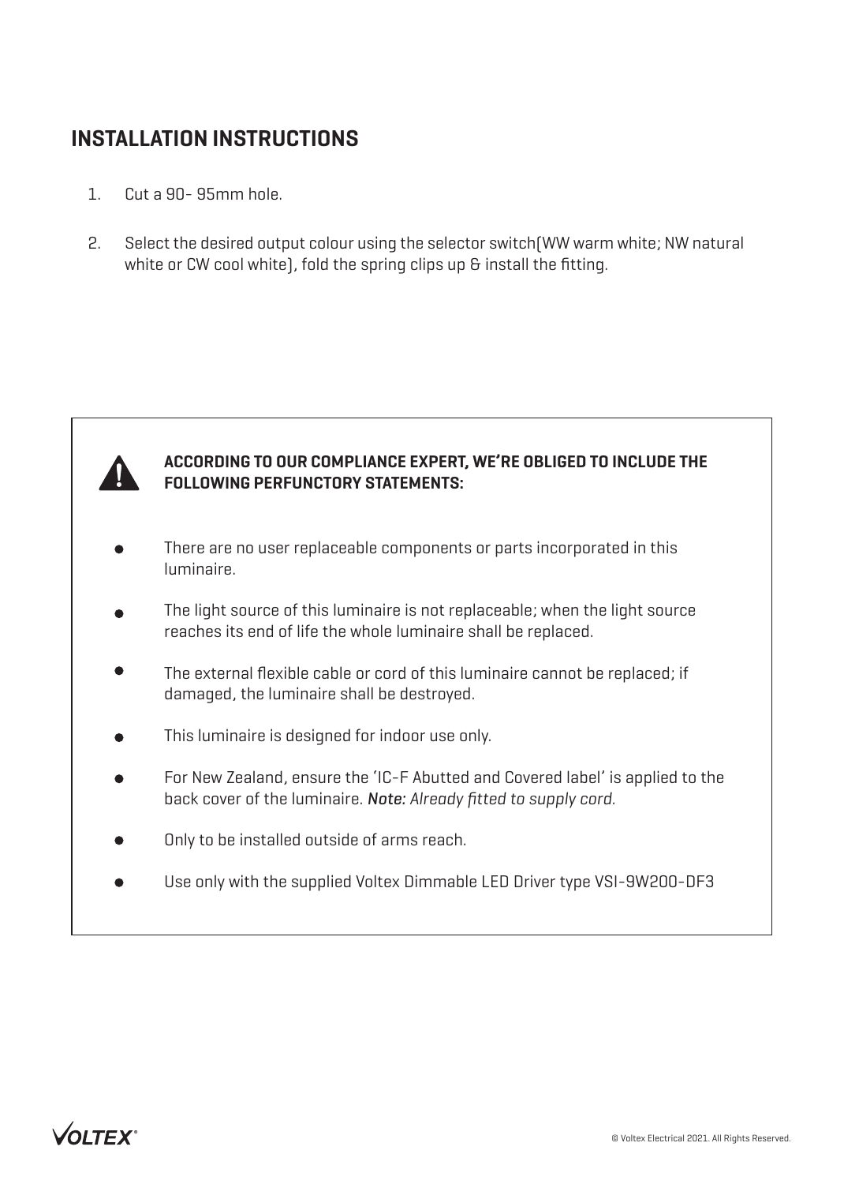## INSTALLATION INSTRUCTIONS

1. Cut a 90- 95mm hole.
2. Select the desired output colour using the selector switch(WW warm white; NW natural white or CW cool white), fold the spring clips up & install the fitting.

**ACCORDING TO OUR COMPLIANCE EXPERT, WE'RE OBLIGED TO INCLUDE THE FOLLOWING PERFUNCTORY STATEMENTS:**

- There are no user replaceable components or parts incorporated in this luminaire.
- The light source of this luminaire is not replaceable; when the light source reaches its end of life the whole luminaire shall be replaced.
- The external flexible cable or cord of this luminaire cannot be replaced; if damaged, the luminaire shall be destroyed.
- This luminaire is designed for indoor use only.
- For New Zealand, ensure the 'IC-F Abutted and Covered label' is applied to the back cover of the luminaire. ***Note:*** *Already fitted to supply cord.*
- Only to be installed outside of arms reach.
- Use only with the supplied Voltex Dimmable LED Driver type VSI-9W200-DF3

© Voltex Electrical 2021. All Rights Reserved.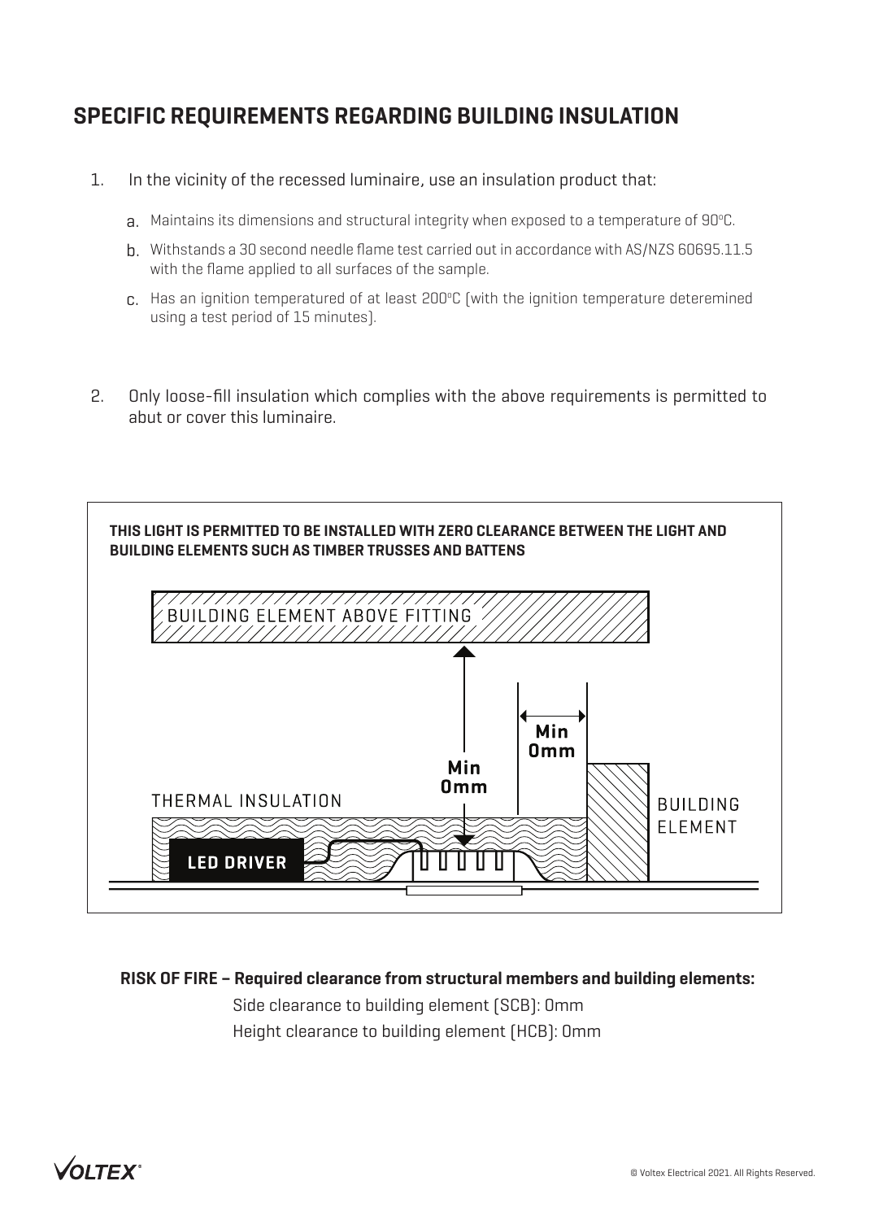## SPECIFIC REQUIREMENTS REGARDING BUILDING INSULATION

1. In the vicinity of the recessed luminaire, use an insulation product that:

   a. Maintains its dimensions and structural integrity when exposed to a temperature of 90ºC.

   b. Withstands a 30 second needle flame test carried out in accordance with AS/NZS 60695.11.5 with the flame applied to all surfaces of the sample.

   c. Has an ignition temperatured of at least 200ºC (with the ignition temperature deteremined using a test period of 15 minutes).

2. Only loose-fill insulation which complies with the above requirements is permitted to abut or cover this luminaire.

**THIS LIGHT IS PERMITTED TO BE INSTALLED WITH ZERO CLEARANCE BETWEEN THE LIGHT AND BUILDING ELEMENTS SUCH AS TIMBER TRUSSES AND BATTENS**

BUILDING ELEMENT ABOVE FITTING

**Min 0mm**

**Min 0mm**

THERMAL INSULATION

BUILDING ELEMENT

**LED DRIVER**

**RISK OF FIRE – Required clearance from structural members and building elements:**

Side clearance to building element (SCB): 0mm

Height clearance to building element (HCB): 0mm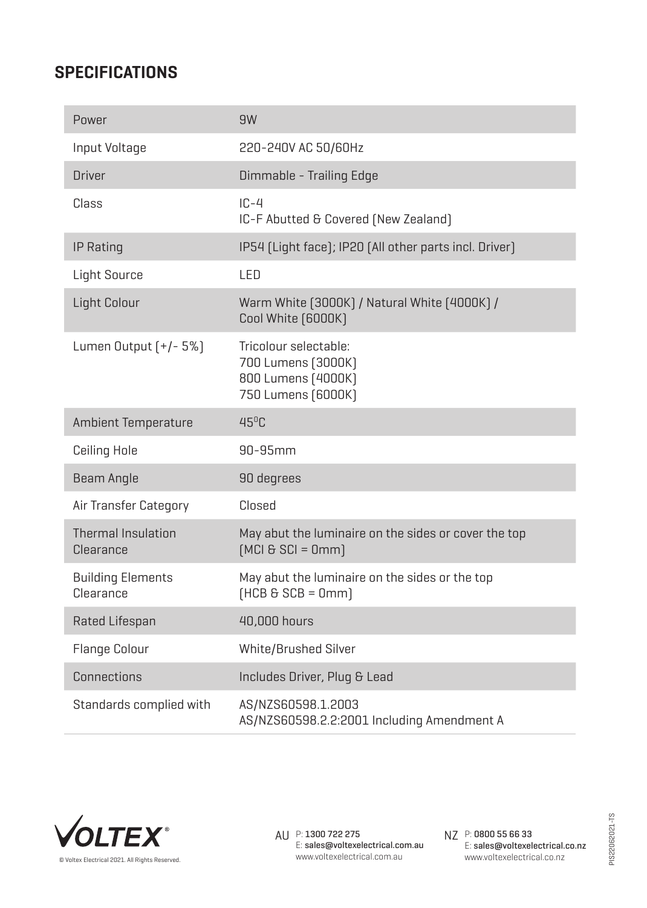## SPECIFICATIONS

| | |
|---|---|
| Power | 9W |
| Input Voltage | 220-240V AC 50/60Hz |
| Driver | Dimmable - Trailing Edge |
| Class | IC-4<br>IC-F Abutted & Covered (New Zealand) |
| IP Rating | IP54 (Light face); IP20 (All other parts incl. Driver) |
| Light Source | LED |
| Light Colour | Warm White (3000K) / Natural White (4000K) / Cool White (6000K) |
| Lumen Output (+/- 5%) | Tricolour selectable:<br>700 Lumens (3000K)<br>800 Lumens (4000K)<br>750 Lumens (6000K) |
| Ambient Temperature | 45⁰C |
| Ceiling Hole | 90-95mm |
| Beam Angle | 90 degrees |
| Air Transfer Category | Closed |
| Thermal Insulation Clearance | May abut the luminaire on the sides or cover the top (MCI & SCI = 0mm) |
| Building Elements Clearance | May abut the luminaire on the sides or the top (HCB & SCB = 0mm) |
| Rated Lifespan | 40,000 hours |
| Flange Colour | White/Brushed Silver |
| Connections | Includes Driver, Plug & Lead |
| Standards complied with | AS/NZS60598.1.2003<br>AS/NZS60598.2.2:2001 Including Amendment A |

VOLTEX®

© Voltex Electrical 2021. All Rights Reserved.

AU P: 1300 722 275
E: sales@voltexelectrical.com.au
www.voltexelectrical.com.au

NZ P: 0800 55 66 33
E: sales@voltexelectrical.co.nz
www.voltexelectrical.co.nz

PIS22062021-TS